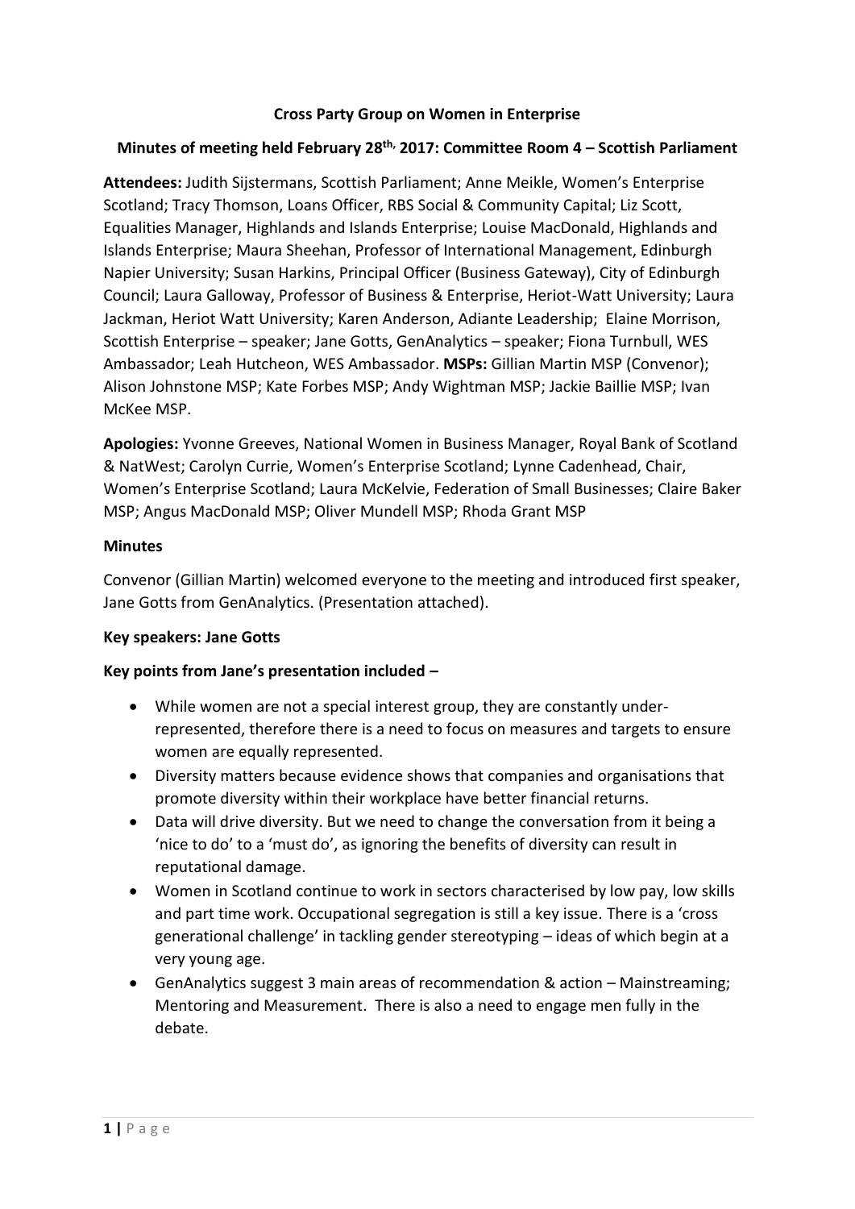**Cross Party Group on Women in Enterprise**

**Minutes of meeting held February 28th, 2017: Committee Room 4 – Scottish Parliament**

**Attendees:** Judith Sijstermans, Scottish Parliament; Anne Meikle, Women's Enterprise Scotland; Tracy Thomson, Loans Officer, RBS Social & Community Capital; Liz Scott, Equalities Manager, Highlands and Islands Enterprise; Louise MacDonald, Highlands and Islands Enterprise; Maura Sheehan, Professor of International Management, Edinburgh Napier University; Susan Harkins, Principal Officer (Business Gateway), City of Edinburgh Council; Laura Galloway, Professor of Business & Enterprise, Heriot-Watt University; Laura Jackman, Heriot Watt University; Karen Anderson, Adiante Leadership; Elaine Morrison, Scottish Enterprise – speaker; Jane Gotts, GenAnalytics – speaker; Fiona Turnbull, WES Ambassador; Leah Hutcheon, WES Ambassador. **MSPs:** Gillian Martin MSP (Convenor); Alison Johnstone MSP; Kate Forbes MSP; Andy Wightman MSP; Jackie Baillie MSP; Ivan McKee MSP.

**Apologies:** Yvonne Greeves, National Women in Business Manager, Royal Bank of Scotland & NatWest; Carolyn Currie, Women's Enterprise Scotland; Lynne Cadenhead, Chair, Women's Enterprise Scotland; Laura McKelvie, Federation of Small Businesses; Claire Baker MSP; Angus MacDonald MSP; Oliver Mundell MSP; Rhoda Grant MSP

**Minutes**

Convenor (Gillian Martin) welcomed everyone to the meeting and introduced first speaker, Jane Gotts from GenAnalytics. (Presentation attached).

**Key speakers: Jane Gotts**

**Key points from Jane's presentation included –**

- While women are not a special interest group, they are constantly under-represented, therefore there is a need to focus on measures and targets to ensure women are equally represented.
- Diversity matters because evidence shows that companies and organisations that promote diversity within their workplace have better financial returns.
- Data will drive diversity. But we need to change the conversation from it being a 'nice to do' to a 'must do', as ignoring the benefits of diversity can result in reputational damage.
- Women in Scotland continue to work in sectors characterised by low pay, low skills and part time work. Occupational segregation is still a key issue. There is a 'cross generational challenge' in tackling gender stereotyping – ideas of which begin at a very young age.
- GenAnalytics suggest 3 main areas of recommendation & action – Mainstreaming; Mentoring and Measurement. There is also a need to engage men fully in the debate.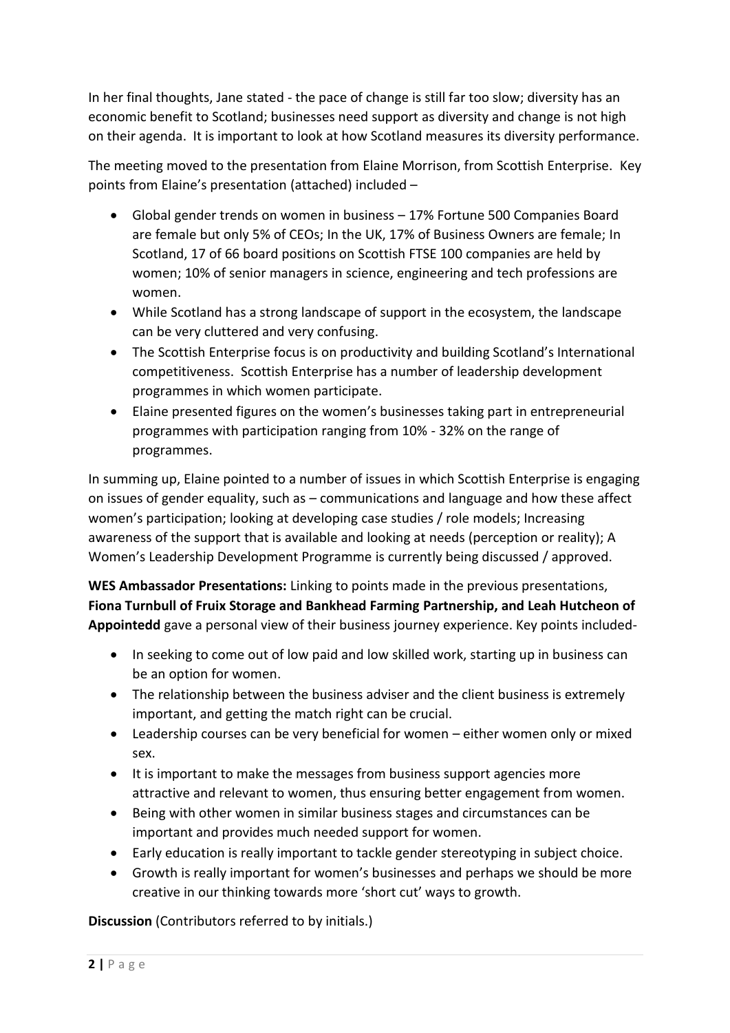In her final thoughts, Jane stated - the pace of change is still far too slow; diversity has an economic benefit to Scotland; businesses need support as diversity and change is not high on their agenda. It is important to look at how Scotland measures its diversity performance.

The meeting moved to the presentation from Elaine Morrison, from Scottish Enterprise. Key points from Elaine's presentation (attached) included –

- Global gender trends on women in business – 17% Fortune 500 Companies Board are female but only 5% of CEOs; In the UK, 17% of Business Owners are female; In Scotland, 17 of 66 board positions on Scottish FTSE 100 companies are held by women; 10% of senior managers in science, engineering and tech professions are women.
- While Scotland has a strong landscape of support in the ecosystem, the landscape can be very cluttered and very confusing.
- The Scottish Enterprise focus is on productivity and building Scotland's International competitiveness. Scottish Enterprise has a number of leadership development programmes in which women participate.
- Elaine presented figures on the women's businesses taking part in entrepreneurial programmes with participation ranging from 10% - 32% on the range of programmes.

In summing up, Elaine pointed to a number of issues in which Scottish Enterprise is engaging on issues of gender equality, such as – communications and language and how these affect women's participation; looking at developing case studies / role models; Increasing awareness of the support that is available and looking at needs (perception or reality); A Women's Leadership Development Programme is currently being discussed / approved.

**WES Ambassador Presentations:** Linking to points made in the previous presentations, **Fiona Turnbull of Fruix Storage and Bankhead Farming Partnership, and Leah Hutcheon of Appointedd** gave a personal view of their business journey experience. Key points included-

- In seeking to come out of low paid and low skilled work, starting up in business can be an option for women.
- The relationship between the business adviser and the client business is extremely important, and getting the match right can be crucial.
- Leadership courses can be very beneficial for women – either women only or mixed sex.
- It is important to make the messages from business support agencies more attractive and relevant to women, thus ensuring better engagement from women.
- Being with other women in similar business stages and circumstances can be important and provides much needed support for women.
- Early education is really important to tackle gender stereotyping in subject choice.
- Growth is really important for women's businesses and perhaps we should be more creative in our thinking towards more 'short cut' ways to growth.

**Discussion** (Contributors referred to by initials.)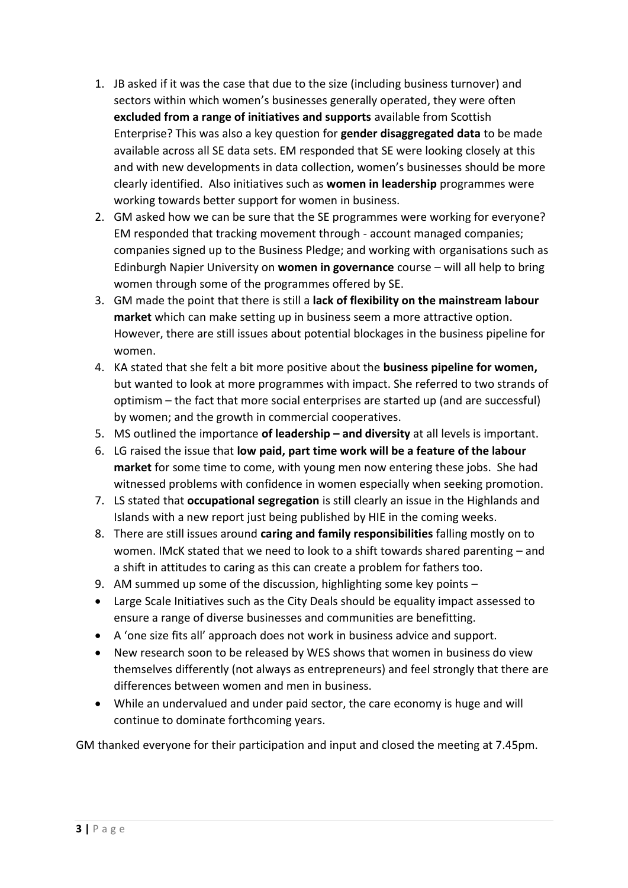1. JB asked if it was the case that due to the size (including business turnover) and sectors within which women's businesses generally operated, they were often **excluded from a range of initiatives and supports** available from Scottish Enterprise? This was also a key question for **gender disaggregated data** to be made available across all SE data sets. EM responded that SE were looking closely at this and with new developments in data collection, women's businesses should be more clearly identified. Also initiatives such as **women in leadership** programmes were working towards better support for women in business.
2. GM asked how we can be sure that the SE programmes were working for everyone? EM responded that tracking movement through - account managed companies; companies signed up to the Business Pledge; and working with organisations such as Edinburgh Napier University on **women in governance** course – will all help to bring women through some of the programmes offered by SE.
3. GM made the point that there is still a **lack of flexibility on the mainstream labour market** which can make setting up in business seem a more attractive option. However, there are still issues about potential blockages in the business pipeline for women.
4. KA stated that she felt a bit more positive about the **business pipeline for women,** but wanted to look at more programmes with impact. She referred to two strands of optimism – the fact that more social enterprises are started up (and are successful) by women; and the growth in commercial cooperatives.
5. MS outlined the importance **of leadership – and diversity** at all levels is important.
6. LG raised the issue that **low paid, part time work will be a feature of the labour market** for some time to come, with young men now entering these jobs. She had witnessed problems with confidence in women especially when seeking promotion.
7. LS stated that **occupational segregation** is still clearly an issue in the Highlands and Islands with a new report just being published by HIE in the coming weeks.
8. There are still issues around **caring and family responsibilities** falling mostly on to women. IMcK stated that we need to look to a shift towards shared parenting – and a shift in attitudes to caring as this can create a problem for fathers too.
9. AM summed up some of the discussion, highlighting some key points –

- Large Scale Initiatives such as the City Deals should be equality impact assessed to ensure a range of diverse businesses and communities are benefitting.
- A 'one size fits all' approach does not work in business advice and support.
- New research soon to be released by WES shows that women in business do view themselves differently (not always as entrepreneurs) and feel strongly that there are differences between women and men in business.
- While an undervalued and under paid sector, the care economy is huge and will continue to dominate forthcoming years.

GM thanked everyone for their participation and input and closed the meeting at 7.45pm.